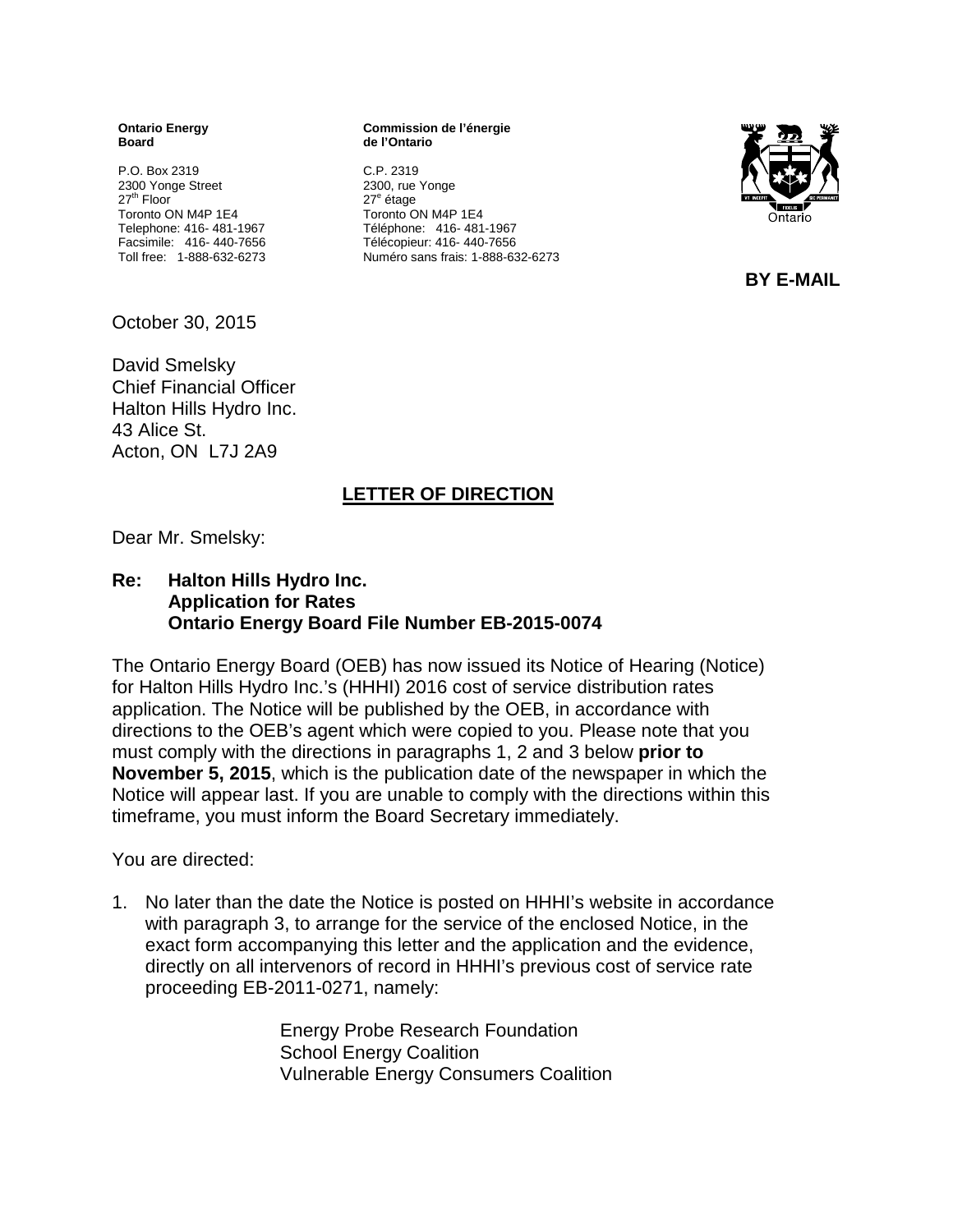**Ontario Energy Board**

P.O. Box 2319
2300 Yonge Street
27th Floor
Toronto ON M4P 1E4
Telephone: 416- 481-1967
Facsimile: 416- 440-7656
Toll free: 1-888-632-6273

**Commission de l'énergie de l'Ontario**

C.P. 2319
2300, rue Yonge
27e étage
Toronto ON M4P 1E4
Téléphone: 416- 481-1967
Télécopieur: 416- 440-7656
Numéro sans frais: 1-888-632-6273

**BY E-MAIL**

October 30, 2015

David Smelsky
Chief Financial Officer
Halton Hills Hydro Inc.
43 Alice St.
Acton, ON L7J 2A9

## LETTER OF DIRECTION

Dear Mr. Smelsky:

**Re: Halton Hills Hydro Inc.
Application for Rates
Ontario Energy Board File Number EB-2015-0074**

The Ontario Energy Board (OEB) has now issued its Notice of Hearing (Notice) for Halton Hills Hydro Inc.'s (HHHI) 2016 cost of service distribution rates application. The Notice will be published by the OEB, in accordance with directions to the OEB's agent which were copied to you. Please note that you must comply with the directions in paragraphs 1, 2 and 3 below **prior to November 5, 2015**, which is the publication date of the newspaper in which the Notice will appear last. If you are unable to comply with the directions within this timeframe, you must inform the Board Secretary immediately.

You are directed:

1. No later than the date the Notice is posted on HHHI's website in accordance with paragraph 3, to arrange for the service of the enclosed Notice, in the exact form accompanying this letter and the application and the evidence, directly on all intervenors of record in HHHI's previous cost of service rate proceeding EB-2011-0271, namely:

   Energy Probe Research Foundation
   School Energy Coalition
   Vulnerable Energy Consumers Coalition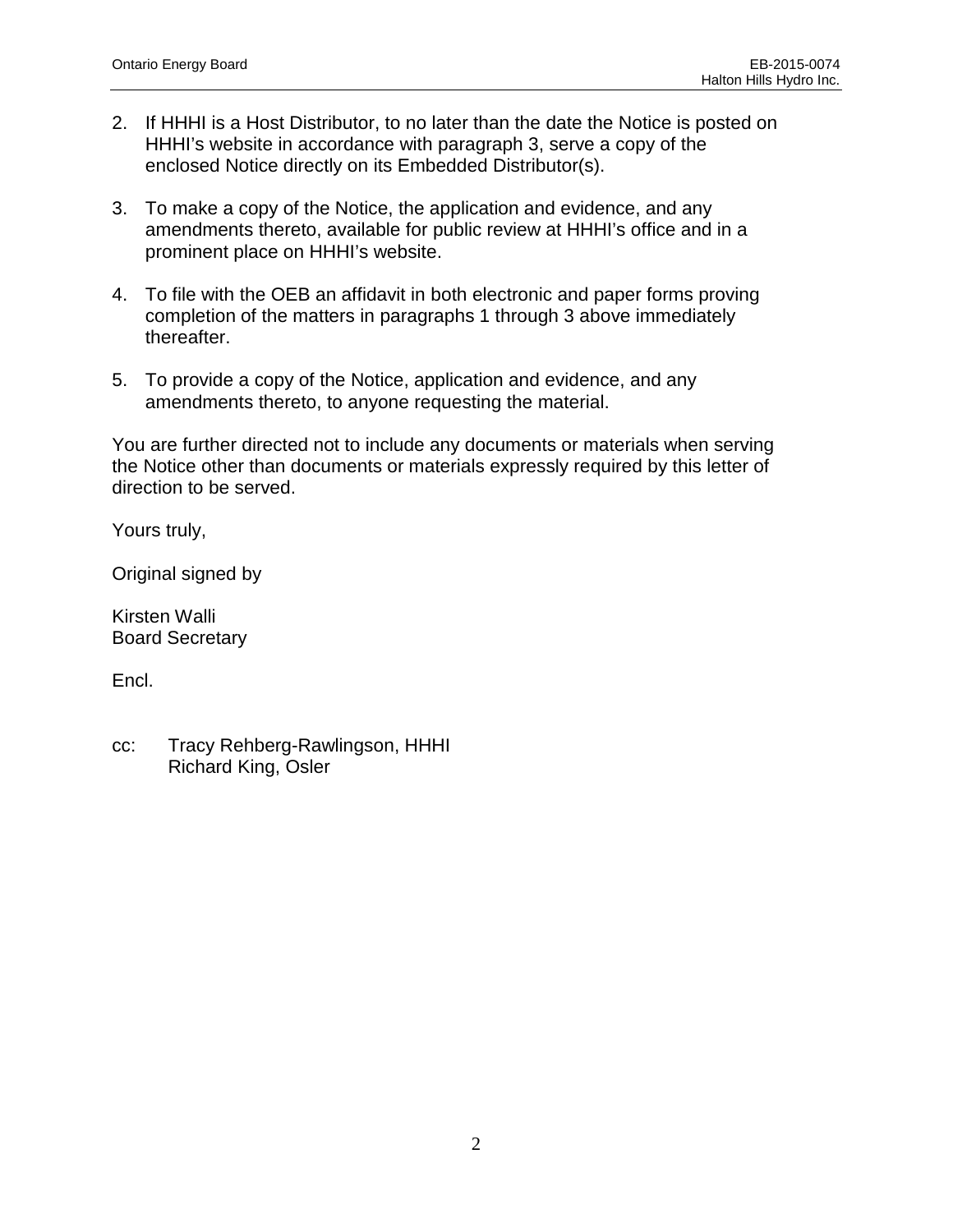2. If HHHI is a Host Distributor, to no later than the date the Notice is posted on HHHI's website in accordance with paragraph 3, serve a copy of the enclosed Notice directly on its Embedded Distributor(s).

3. To make a copy of the Notice, the application and evidence, and any amendments thereto, available for public review at HHHI's office and in a prominent place on HHHI's website.

4. To file with the OEB an affidavit in both electronic and paper forms proving completion of the matters in paragraphs 1 through 3 above immediately thereafter.

5. To provide a copy of the Notice, application and evidence, and any amendments thereto, to anyone requesting the material.

You are further directed not to include any documents or materials when serving the Notice other than documents or materials expressly required by this letter of direction to be served.

Yours truly,

Original signed by

Kirsten Walli
Board Secretary

Encl.

cc: Tracy Rehberg-Rawlingson, HHHI
Richard King, Osler